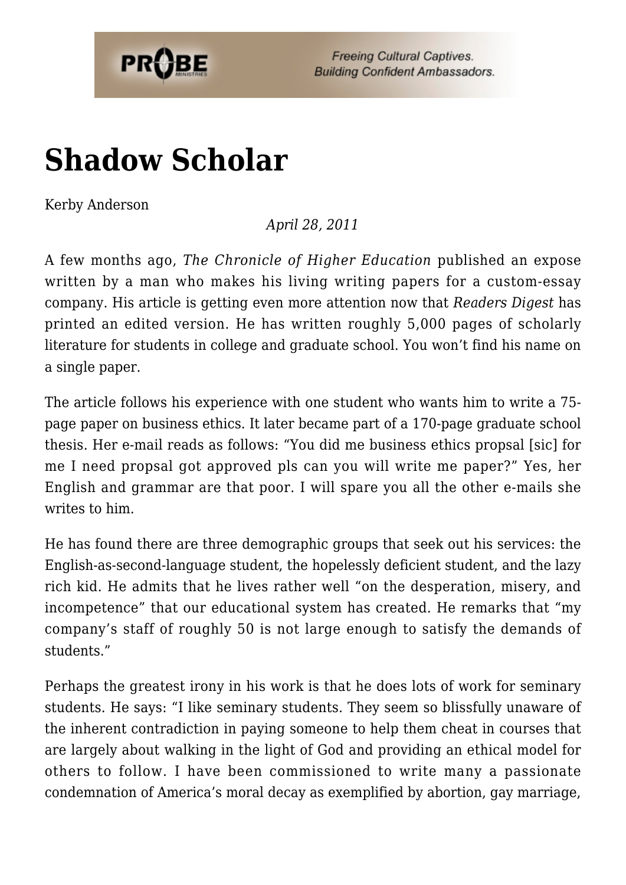# Shadow Scholar

Kerby Anderson

*April 28, 2011*

A few months ago, *The Chronicle of Higher Education* published an expose written by a man who makes his living writing papers for a custom-essay company. His article is getting even more attention now that *Readers Digest* has printed an edited version. He has written roughly 5,000 pages of scholarly literature for students in college and graduate school. You won't find his name on a single paper.

The article follows his experience with one student who wants him to write a 75-page paper on business ethics. It later became part of a 170-page graduate school thesis. Her e-mail reads as follows: "You did me business ethics propsal [sic] for me I need propsal got approved pls can you will write me paper?" Yes, her English and grammar are that poor. I will spare you all the other e-mails she writes to him.

He has found there are three demographic groups that seek out his services: the English-as-second-language student, the hopelessly deficient student, and the lazy rich kid. He admits that he lives rather well "on the desperation, misery, and incompetence" that our educational system has created. He remarks that "my company's staff of roughly 50 is not large enough to satisfy the demands of students."

Perhaps the greatest irony in his work is that he does lots of work for seminary students. He says: "I like seminary students. They seem so blissfully unaware of the inherent contradiction in paying someone to help them cheat in courses that are largely about walking in the light of God and providing an ethical model for others to follow. I have been commissioned to write many a passionate condemnation of America's moral decay as exemplified by abortion, gay marriage,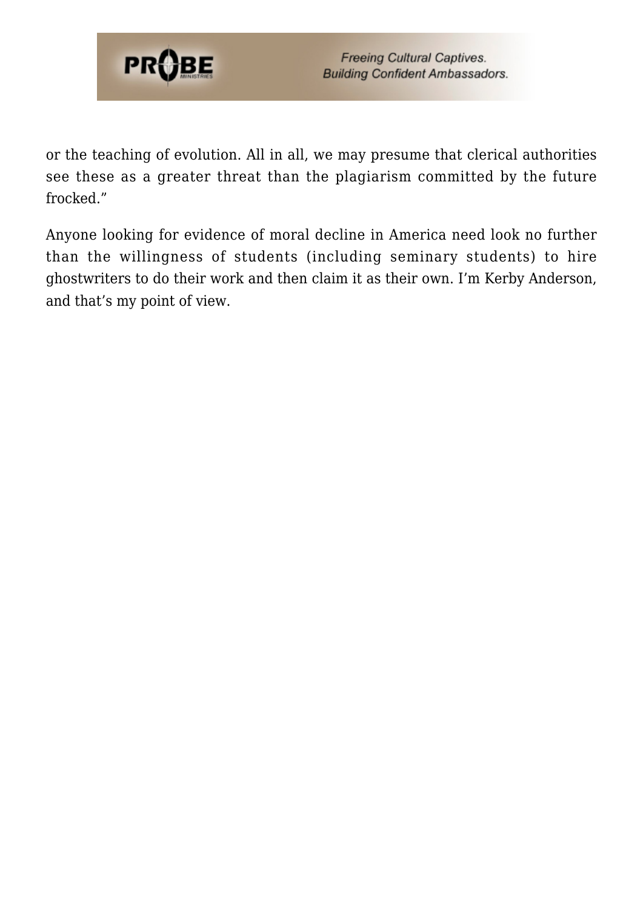or the teaching of evolution. All in all, we may presume that clerical authorities see these as a greater threat than the plagiarism committed by the future frocked."

Anyone looking for evidence of moral decline in America need look no further than the willingness of students (including seminary students) to hire ghostwriters to do their work and then claim it as their own. I'm Kerby Anderson, and that's my point of view.